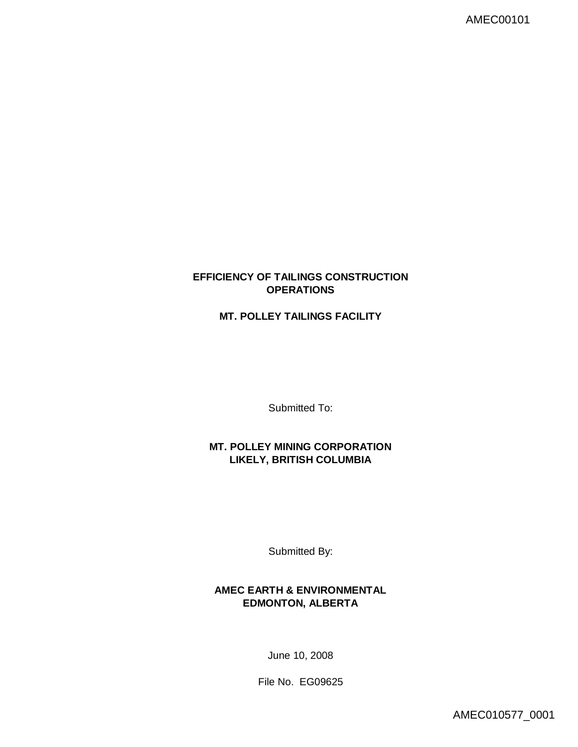# EFFICIENCY OF TAILINGS CONSTRUCTION OPERATIONS

## MT. POLLEY TAILINGS FACILITY

Submitted To:

**MT. POLLEY MINING CORPORATION**
**LIKELY, BRITISH COLUMBIA**

Submitted By:

**AMEC EARTH & ENVIRONMENTAL**
**EDMONTON, ALBERTA**

June 10, 2008

File No. EG09625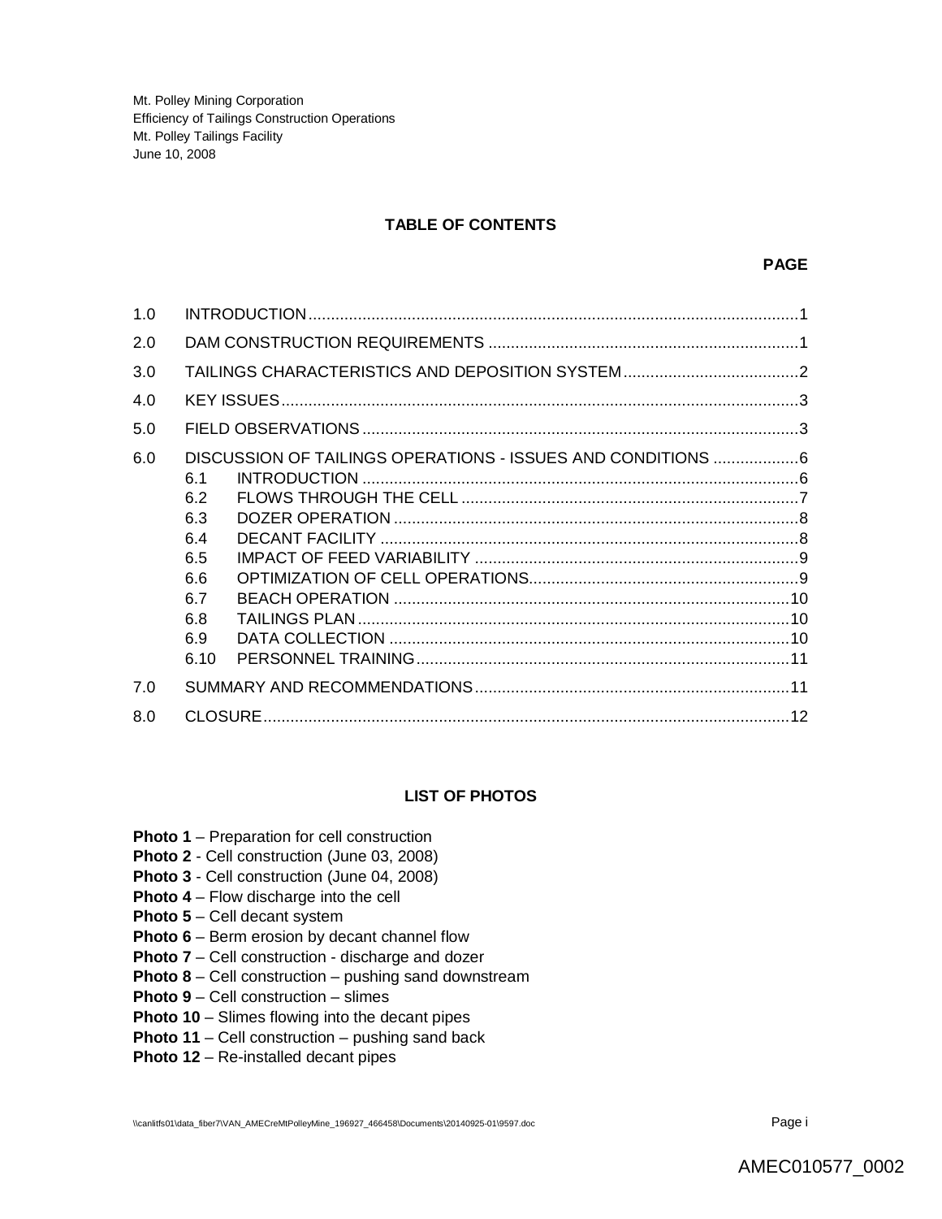Mt. Polley Mining Corporation
Efficiency of Tailings Construction Operations
Mt. Polley Tailings Facility
June 10, 2008

## TABLE OF CONTENTS

**PAGE**

| | | |
|---|---|---|
| 1.0 | INTRODUCTION | 1 |
| 2.0 | DAM CONSTRUCTION REQUIREMENTS | 1 |
| 3.0 | TAILINGS CHARACTERISTICS AND DEPOSITION SYSTEM | 2 |
| 4.0 | KEY ISSUES | 3 |
| 5.0 | FIELD OBSERVATIONS | 3 |
| 6.0 | DISCUSSION OF TAILINGS OPERATIONS - ISSUES AND CONDITIONS | 6 |
| | 6.1 INTRODUCTION | 6 |
| | 6.2 FLOWS THROUGH THE CELL | 7 |
| | 6.3 DOZER OPERATION | 8 |
| | 6.4 DECANT FACILITY | 8 |
| | 6.5 IMPACT OF FEED VARIABILITY | 9 |
| | 6.6 OPTIMIZATION OF CELL OPERATIONS | 9 |
| | 6.7 BEACH OPERATION | 10 |
| | 6.8 TAILINGS PLAN | 10 |
| | 6.9 DATA COLLECTION | 10 |
| | 6.10 PERSONNEL TRAINING | 11 |
| 7.0 | SUMMARY AND RECOMMENDATIONS | 11 |
| 8.0 | CLOSURE | 12 |

## LIST OF PHOTOS

**Photo 1** – Preparation for cell construction
**Photo 2** - Cell construction (June 03, 2008)
**Photo 3** - Cell construction (June 04, 2008)
**Photo 4** – Flow discharge into the cell
**Photo 5** – Cell decant system
**Photo 6** – Berm erosion by decant channel flow
**Photo 7** – Cell construction - discharge and dozer
**Photo 8** – Cell construction – pushing sand downstream
**Photo 9** – Cell construction – slimes
**Photo 10** – Slimes flowing into the decant pipes
**Photo 11** – Cell construction – pushing sand back
**Photo 12** – Re-installed decant pipes

\\canlitfs01\data_fiber7\VAN_AMECreMtPolleyMine_196927_466458\Documents\20140925-01\9597.doc

AMEC010577_0002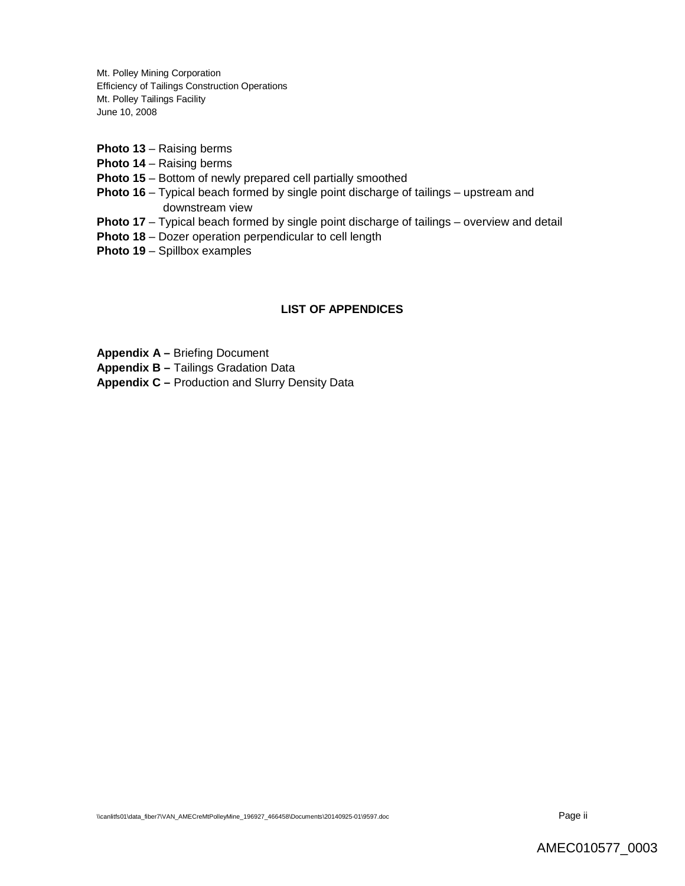**Photo 13** – Raising berms
**Photo 14** – Raising berms
**Photo 15** – Bottom of newly prepared cell partially smoothed
**Photo 16** – Typical beach formed by single point discharge of tailings – upstream and downstream view
**Photo 17** – Typical beach formed by single point discharge of tailings – overview and detail
**Photo 18** – Dozer operation perpendicular to cell length
**Photo 19** – Spillbox examples

## LIST OF APPENDICES

**Appendix A –** Briefing Document
**Appendix B –** Tailings Gradation Data
**Appendix C –** Production and Slurry Density Data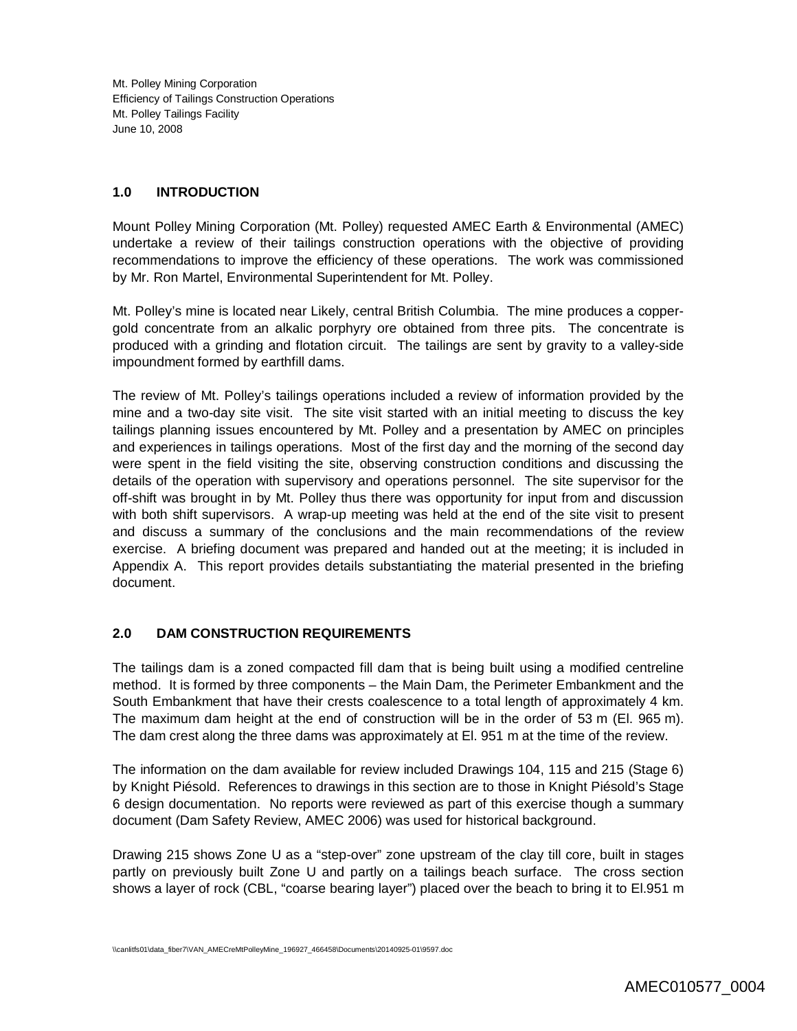## 1.0 INTRODUCTION

Mount Polley Mining Corporation (Mt. Polley) requested AMEC Earth & Environmental (AMEC) undertake a review of their tailings construction operations with the objective of providing recommendations to improve the efficiency of these operations. The work was commissioned by Mr. Ron Martel, Environmental Superintendent for Mt. Polley.

Mt. Polley's mine is located near Likely, central British Columbia. The mine produces a copper-gold concentrate from an alkalic porphyry ore obtained from three pits. The concentrate is produced with a grinding and flotation circuit. The tailings are sent by gravity to a valley-side impoundment formed by earthfill dams.

The review of Mt. Polley's tailings operations included a review of information provided by the mine and a two-day site visit. The site visit started with an initial meeting to discuss the key tailings planning issues encountered by Mt. Polley and a presentation by AMEC on principles and experiences in tailings operations. Most of the first day and the morning of the second day were spent in the field visiting the site, observing construction conditions and discussing the details of the operation with supervisory and operations personnel. The site supervisor for the off-shift was brought in by Mt. Polley thus there was opportunity for input from and discussion with both shift supervisors. A wrap-up meeting was held at the end of the site visit to present and discuss a summary of the conclusions and the main recommendations of the review exercise. A briefing document was prepared and handed out at the meeting; it is included in Appendix A. This report provides details substantiating the material presented in the briefing document.

## 2.0 DAM CONSTRUCTION REQUIREMENTS

The tailings dam is a zoned compacted fill dam that is being built using a modified centreline method. It is formed by three components – the Main Dam, the Perimeter Embankment and the South Embankment that have their crests coalescence to a total length of approximately 4 km. The maximum dam height at the end of construction will be in the order of 53 m (El. 965 m). The dam crest along the three dams was approximately at El. 951 m at the time of the review.

The information on the dam available for review included Drawings 104, 115 and 215 (Stage 6) by Knight Piésold. References to drawings in this section are to those in Knight Piésold's Stage 6 design documentation. No reports were reviewed as part of this exercise though a summary document (Dam Safety Review, AMEC 2006) was used for historical background.

Drawing 215 shows Zone U as a "step-over" zone upstream of the clay till core, built in stages partly on previously built Zone U and partly on a tailings beach surface. The cross section shows a layer of rock (CBL, "coarse bearing layer") placed over the beach to bring it to El.951 m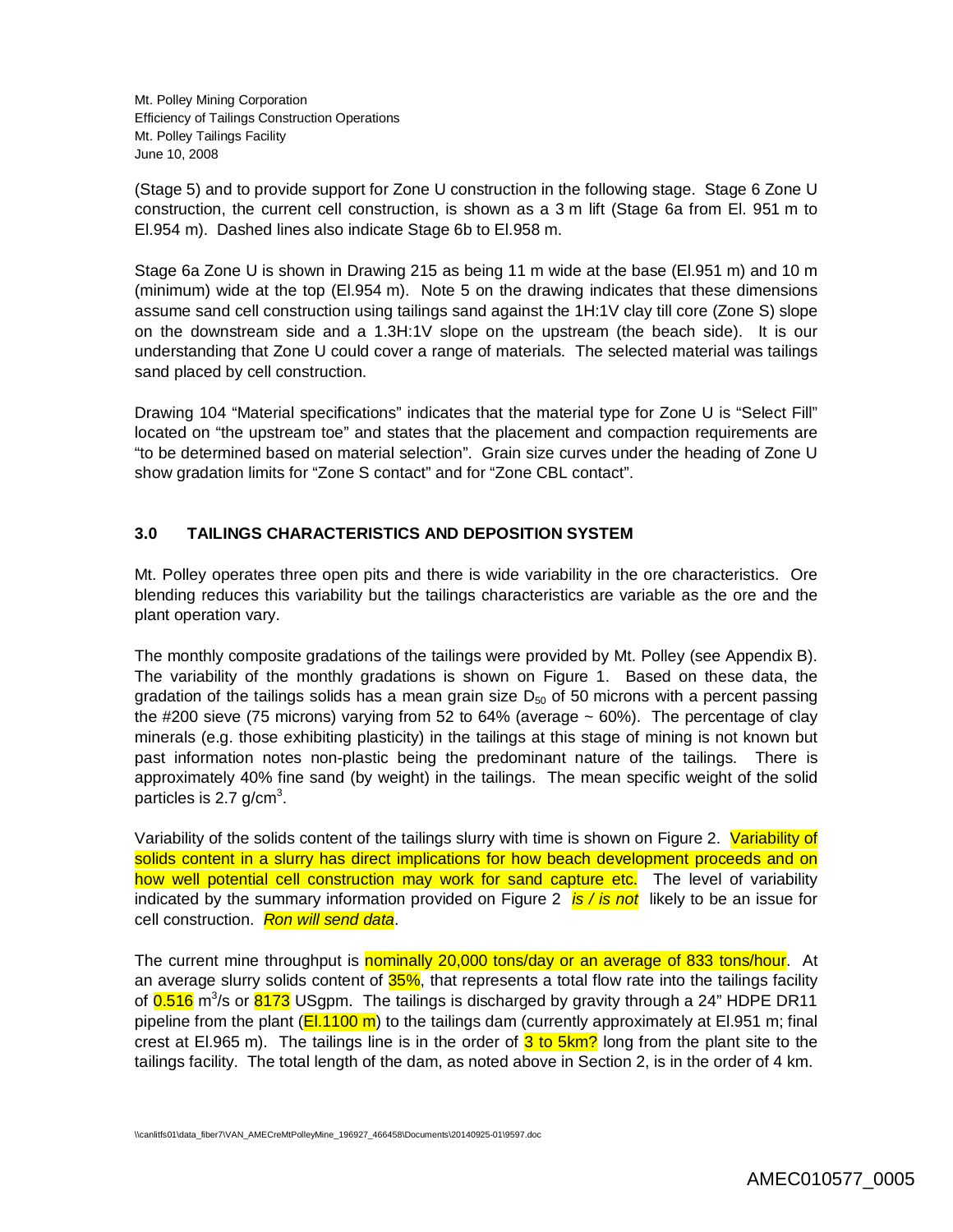(Stage 5) and to provide support for Zone U construction in the following stage. Stage 6 Zone U construction, the current cell construction, is shown as a 3 m lift (Stage 6a from El. 951 m to El.954 m). Dashed lines also indicate Stage 6b to El.958 m.

Stage 6a Zone U is shown in Drawing 215 as being 11 m wide at the base (El.951 m) and 10 m (minimum) wide at the top (El.954 m). Note 5 on the drawing indicates that these dimensions assume sand cell construction using tailings sand against the 1H:1V clay till core (Zone S) slope on the downstream side and a 1.3H:1V slope on the upstream (the beach side). It is our understanding that Zone U could cover a range of materials. The selected material was tailings sand placed by cell construction.

Drawing 104 "Material specifications" indicates that the material type for Zone U is "Select Fill" located on "the upstream toe" and states that the placement and compaction requirements are "to be determined based on material selection". Grain size curves under the heading of Zone U show gradation limits for "Zone S contact" and for "Zone CBL contact".

## 3.0 TAILINGS CHARACTERISTICS AND DEPOSITION SYSTEM

Mt. Polley operates three open pits and there is wide variability in the ore characteristics. Ore blending reduces this variability but the tailings characteristics are variable as the ore and the plant operation vary.

The monthly composite gradations of the tailings were provided by Mt. Polley (see Appendix B). The variability of the monthly gradations is shown on Figure 1. Based on these data, the gradation of the tailings solids has a mean grain size $D_{50}$ of 50 microns with a percent passing the #200 sieve (75 microns) varying from 52 to 64% (average ~ 60%). The percentage of clay minerals (e.g. those exhibiting plasticity) in the tailings at this stage of mining is not known but past information notes non-plastic being the predominant nature of the tailings. There is approximately 40% fine sand (by weight) in the tailings. The mean specific weight of the solid particles is 2.7 g/cm$^3$.

Variability of the solids content of the tailings slurry with time is shown on Figure 2. Variability of solids content in a slurry has direct implications for how beach development proceeds and on how well potential cell construction may work for sand capture etc. The level of variability indicated by the summary information provided on Figure 2 *is / is not* likely to be an issue for cell construction. *Ron will send data*.

The current mine throughput is nominally 20,000 tons/day or an average of 833 tons/hour. At an average slurry solids content of 35%, that represents a total flow rate into the tailings facility of 0.516 m$^3$/s or 8173 USgpm. The tailings is discharged by gravity through a 24" HDPE DR11 pipeline from the plant (El.1100 m) to the tailings dam (currently approximately at El.951 m; final crest at El.965 m). The tailings line is in the order of 3 to 5km? long from the plant site to the tailings facility. The total length of the dam, as noted above in Section 2, is in the order of 4 km.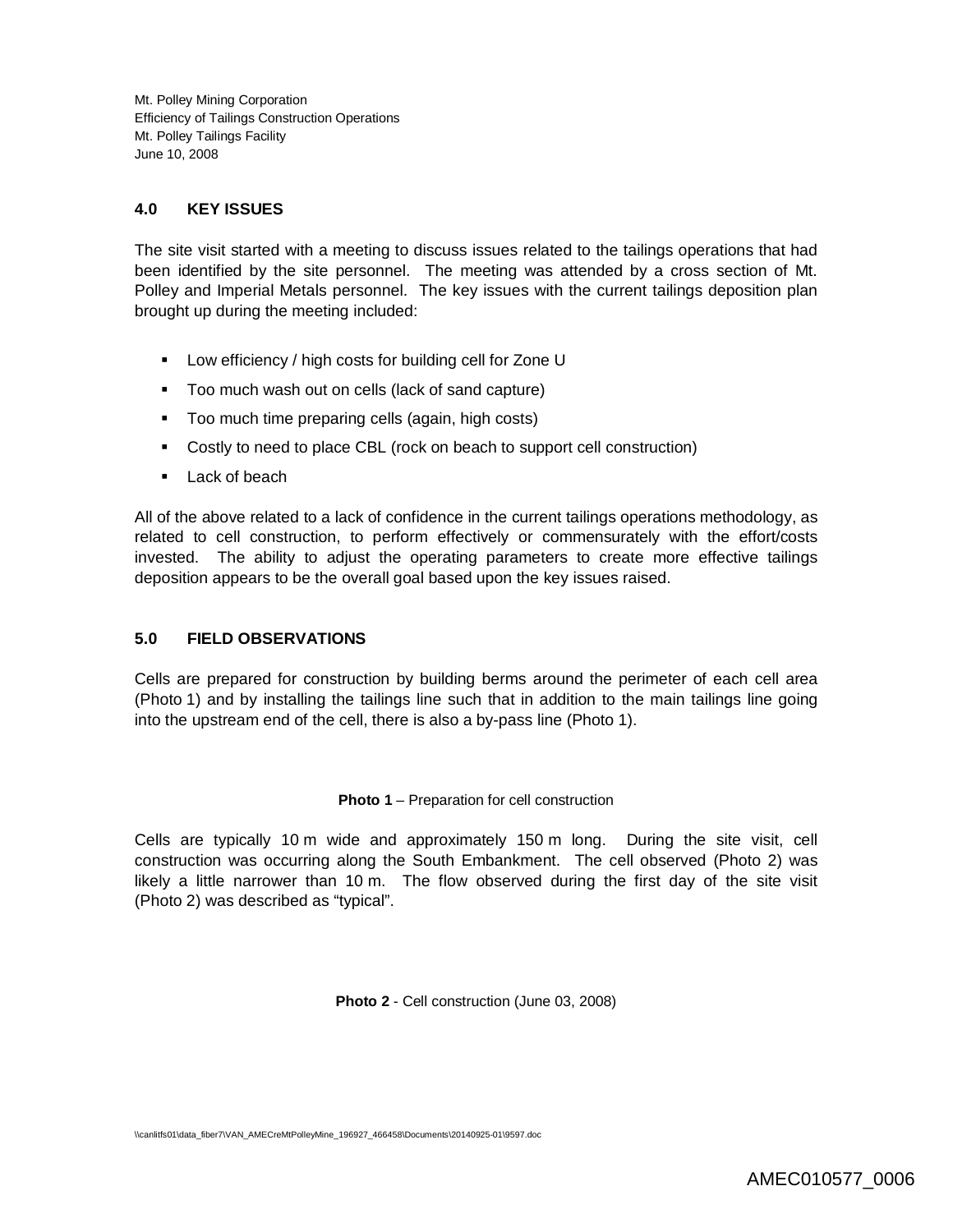## 4.0 KEY ISSUES

The site visit started with a meeting to discuss issues related to the tailings operations that had been identified by the site personnel. The meeting was attended by a cross section of Mt. Polley and Imperial Metals personnel. The key issues with the current tailings deposition plan brought up during the meeting included:

- Low efficiency / high costs for building cell for Zone U
- Too much wash out on cells (lack of sand capture)
- Too much time preparing cells (again, high costs)
- Costly to need to place CBL (rock on beach to support cell construction)
- Lack of beach

All of the above related to a lack of confidence in the current tailings operations methodology, as related to cell construction, to perform effectively or commensurately with the effort/costs invested. The ability to adjust the operating parameters to create more effective tailings deposition appears to be the overall goal based upon the key issues raised.

## 5.0 FIELD OBSERVATIONS

Cells are prepared for construction by building berms around the perimeter of each cell area (Photo 1) and by installing the tailings line such that in addition to the main tailings line going into the upstream end of the cell, there is also a by-pass line (Photo 1).

**Photo 1** – Preparation for cell construction

Cells are typically 10 m wide and approximately 150 m long. During the site visit, cell construction was occurring along the South Embankment. The cell observed (Photo 2) was likely a little narrower than 10 m. The flow observed during the first day of the site visit (Photo 2) was described as "typical".

**Photo 2** - Cell construction (June 03, 2008)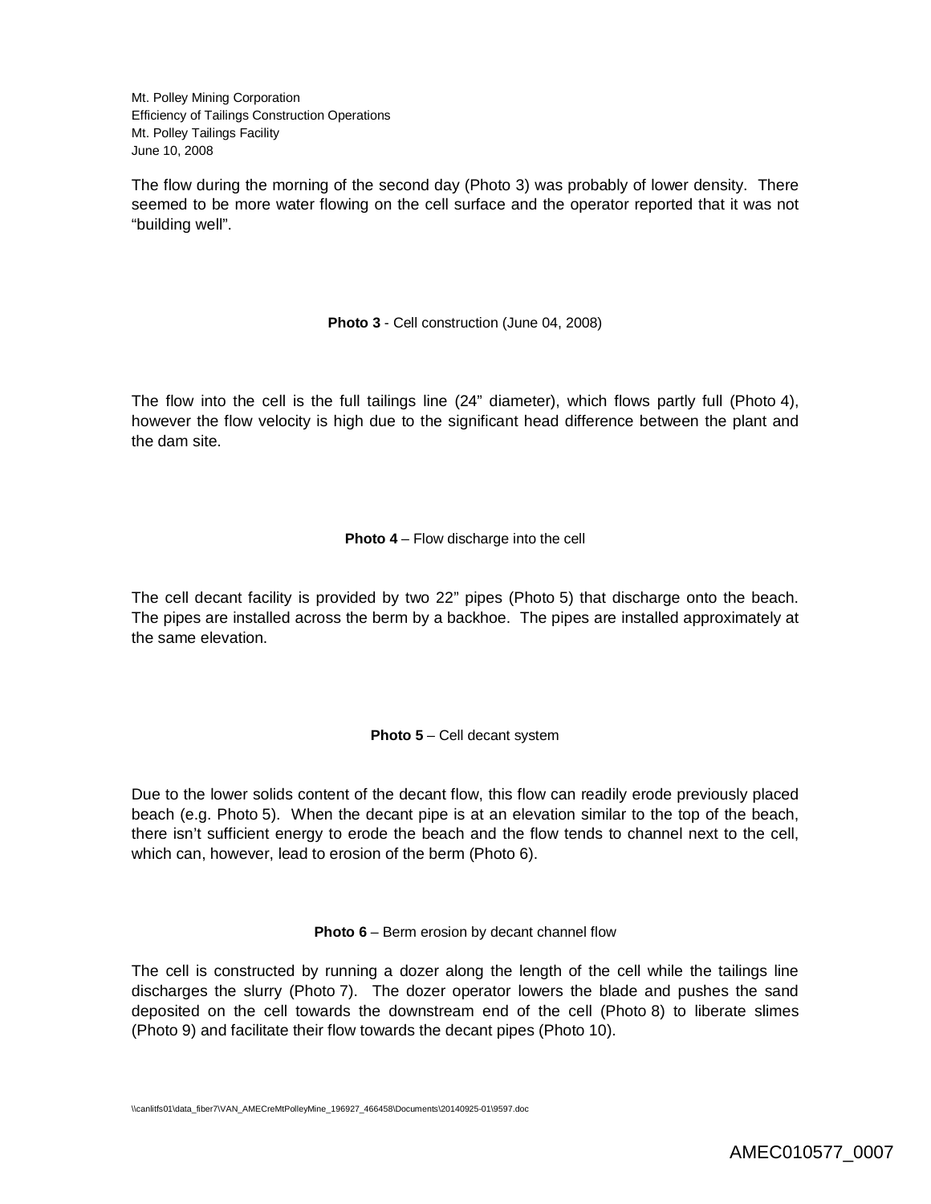The flow during the morning of the second day (Photo 3) was probably of lower density. There seemed to be more water flowing on the cell surface and the operator reported that it was not “building well”.

**Photo 3** - Cell construction (June 04, 2008)

The flow into the cell is the full tailings line (24” diameter), which flows partly full (Photo 4), however the flow velocity is high due to the significant head difference between the plant and the dam site.

**Photo 4** – Flow discharge into the cell

The cell decant facility is provided by two 22” pipes (Photo 5) that discharge onto the beach. The pipes are installed across the berm by a backhoe. The pipes are installed approximately at the same elevation.

**Photo 5** – Cell decant system

Due to the lower solids content of the decant flow, this flow can readily erode previously placed beach (e.g. Photo 5). When the decant pipe is at an elevation similar to the top of the beach, there isn’t sufficient energy to erode the beach and the flow tends to channel next to the cell, which can, however, lead to erosion of the berm (Photo 6).

**Photo 6** – Berm erosion by decant channel flow

The cell is constructed by running a dozer along the length of the cell while the tailings line discharges the slurry (Photo 7). The dozer operator lowers the blade and pushes the sand deposited on the cell towards the downstream end of the cell (Photo 8) to liberate slimes (Photo 9) and facilitate their flow towards the decant pipes (Photo 10).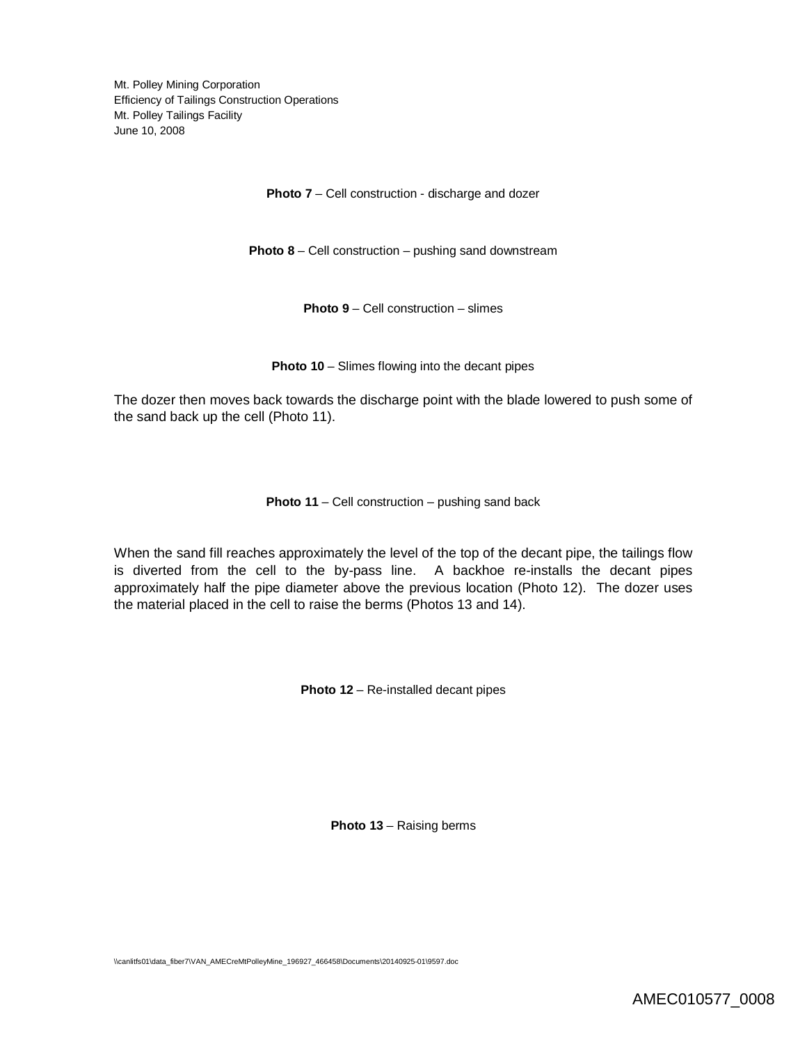**Photo 7** – Cell construction - discharge and dozer

**Photo 8** – Cell construction – pushing sand downstream

**Photo 9** – Cell construction – slimes

**Photo 10** – Slimes flowing into the decant pipes

The dozer then moves back towards the discharge point with the blade lowered to push some of the sand back up the cell (Photo 11).

**Photo 11** – Cell construction – pushing sand back

When the sand fill reaches approximately the level of the top of the decant pipe, the tailings flow is diverted from the cell to the by-pass line. A backhoe re-installs the decant pipes approximately half the pipe diameter above the previous location (Photo 12). The dozer uses the material placed in the cell to raise the berms (Photos 13 and 14).

**Photo 12** – Re-installed decant pipes

**Photo 13** – Raising berms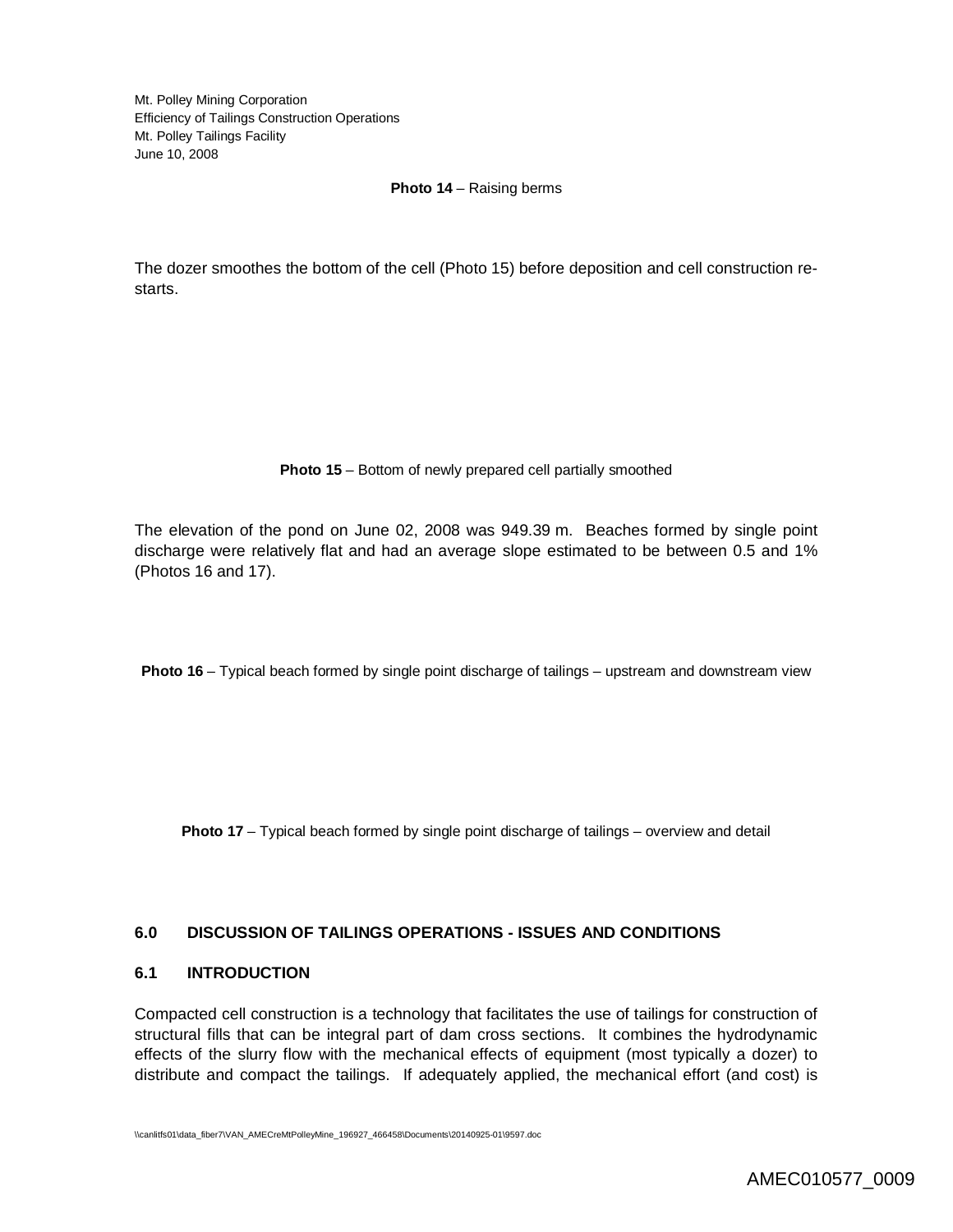**Photo 14** – Raising berms

The dozer smoothes the bottom of the cell (Photo 15) before deposition and cell construction re-starts.

**Photo 15** – Bottom of newly prepared cell partially smoothed

The elevation of the pond on June 02, 2008 was 949.39 m. Beaches formed by single point discharge were relatively flat and had an average slope estimated to be between 0.5 and 1% (Photos 16 and 17).

**Photo 16** – Typical beach formed by single point discharge of tailings – upstream and downstream view

**Photo 17** – Typical beach formed by single point discharge of tailings – overview and detail

## 6.0 DISCUSSION OF TAILINGS OPERATIONS - ISSUES AND CONDITIONS

### 6.1 INTRODUCTION

Compacted cell construction is a technology that facilitates the use of tailings for construction of structural fills that can be integral part of dam cross sections. It combines the hydrodynamic effects of the slurry flow with the mechanical effects of equipment (most typically a dozer) to distribute and compact the tailings. If adequately applied, the mechanical effort (and cost) is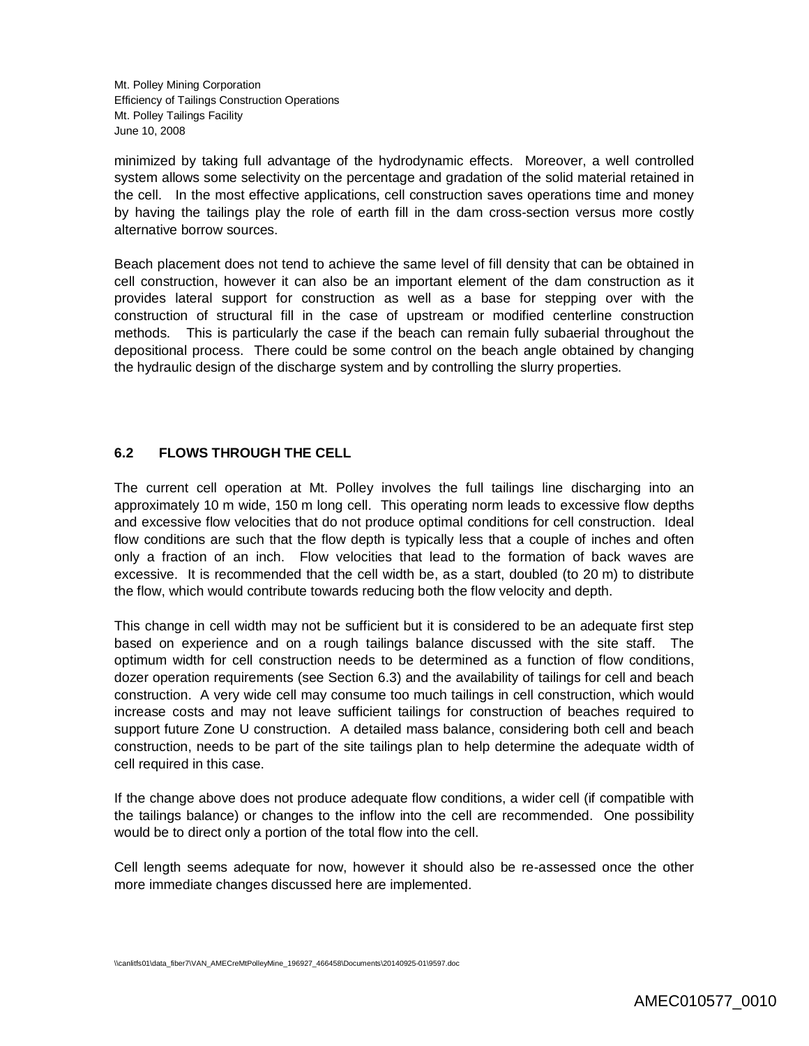minimized by taking full advantage of the hydrodynamic effects. Moreover, a well controlled system allows some selectivity on the percentage and gradation of the solid material retained in the cell. In the most effective applications, cell construction saves operations time and money by having the tailings play the role of earth fill in the dam cross-section versus more costly alternative borrow sources.

Beach placement does not tend to achieve the same level of fill density that can be obtained in cell construction, however it can also be an important element of the dam construction as it provides lateral support for construction as well as a base for stepping over with the construction of structural fill in the case of upstream or modified centerline construction methods. This is particularly the case if the beach can remain fully subaerial throughout the depositional process. There could be some control on the beach angle obtained by changing the hydraulic design of the discharge system and by controlling the slurry properties.

## 6.2 FLOWS THROUGH THE CELL

The current cell operation at Mt. Polley involves the full tailings line discharging into an approximately 10 m wide, 150 m long cell. This operating norm leads to excessive flow depths and excessive flow velocities that do not produce optimal conditions for cell construction. Ideal flow conditions are such that the flow depth is typically less that a couple of inches and often only a fraction of an inch. Flow velocities that lead to the formation of back waves are excessive. It is recommended that the cell width be, as a start, doubled (to 20 m) to distribute the flow, which would contribute towards reducing both the flow velocity and depth.

This change in cell width may not be sufficient but it is considered to be an adequate first step based on experience and on a rough tailings balance discussed with the site staff. The optimum width for cell construction needs to be determined as a function of flow conditions, dozer operation requirements (see Section 6.3) and the availability of tailings for cell and beach construction. A very wide cell may consume too much tailings in cell construction, which would increase costs and may not leave sufficient tailings for construction of beaches required to support future Zone U construction. A detailed mass balance, considering both cell and beach construction, needs to be part of the site tailings plan to help determine the adequate width of cell required in this case.

If the change above does not produce adequate flow conditions, a wider cell (if compatible with the tailings balance) or changes to the inflow into the cell are recommended. One possibility would be to direct only a portion of the total flow into the cell.

Cell length seems adequate for now, however it should also be re-assessed once the other more immediate changes discussed here are implemented.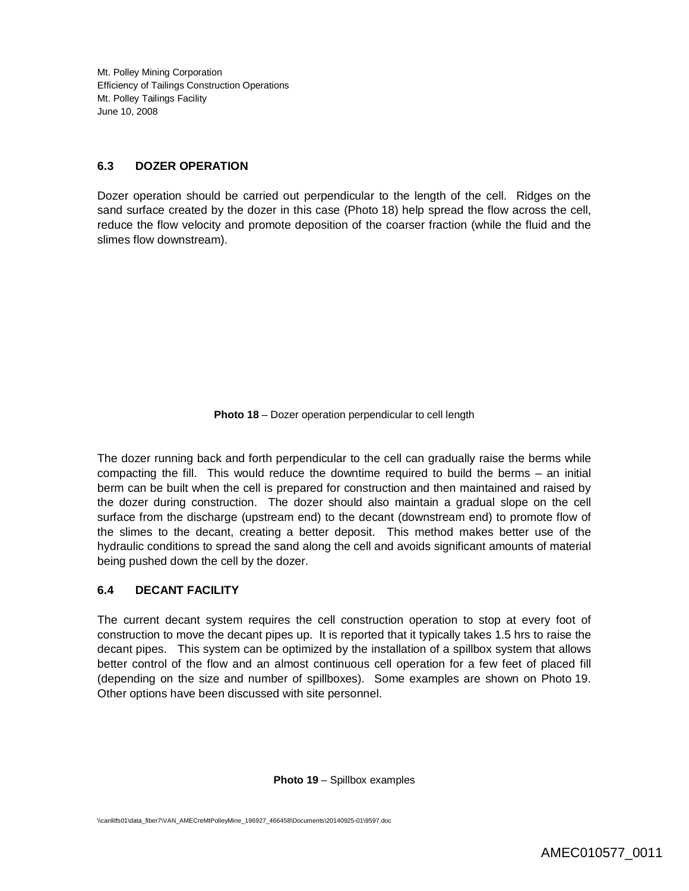### 6.3 DOZER OPERATION

Dozer operation should be carried out perpendicular to the length of the cell. Ridges on the sand surface created by the dozer in this case (Photo 18) help spread the flow across the cell, reduce the flow velocity and promote deposition of the coarser fraction (while the fluid and the slimes flow downstream).

**Photo 18** – Dozer operation perpendicular to cell length

The dozer running back and forth perpendicular to the cell can gradually raise the berms while compacting the fill. This would reduce the downtime required to build the berms – an initial berm can be built when the cell is prepared for construction and then maintained and raised by the dozer during construction. The dozer should also maintain a gradual slope on the cell surface from the discharge (upstream end) to the decant (downstream end) to promote flow of the slimes to the decant, creating a better deposit. This method makes better use of the hydraulic conditions to spread the sand along the cell and avoids significant amounts of material being pushed down the cell by the dozer.

### 6.4 DECANT FACILITY

The current decant system requires the cell construction operation to stop at every foot of construction to move the decant pipes up. It is reported that it typically takes 1.5 hrs to raise the decant pipes. This system can be optimized by the installation of a spillbox system that allows better control of the flow and an almost continuous cell operation for a few feet of placed fill (depending on the size and number of spillboxes). Some examples are shown on Photo 19. Other options have been discussed with site personnel.

**Photo 19** – Spillbox examples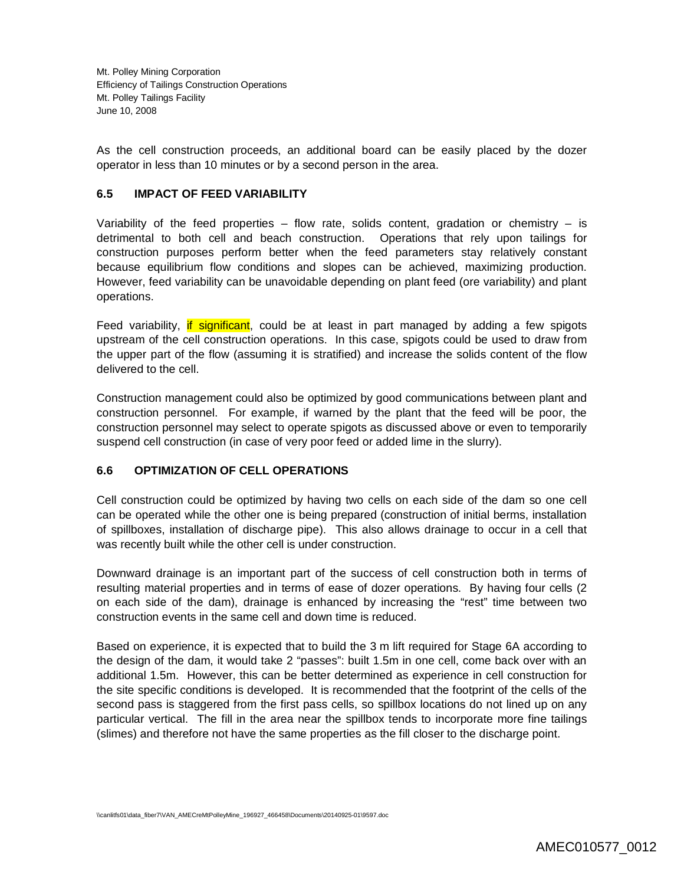As the cell construction proceeds, an additional board can be easily placed by the dozer operator in less than 10 minutes or by a second person in the area.

### 6.5 IMPACT OF FEED VARIABILITY

Variability of the feed properties – flow rate, solids content, gradation or chemistry – is detrimental to both cell and beach construction. Operations that rely upon tailings for construction purposes perform better when the feed parameters stay relatively constant because equilibrium flow conditions and slopes can be achieved, maximizing production. However, feed variability can be unavoidable depending on plant feed (ore variability) and plant operations.

Feed variability, if significant, could be at least in part managed by adding a few spigots upstream of the cell construction operations. In this case, spigots could be used to draw from the upper part of the flow (assuming it is stratified) and increase the solids content of the flow delivered to the cell.

Construction management could also be optimized by good communications between plant and construction personnel. For example, if warned by the plant that the feed will be poor, the construction personnel may select to operate spigots as discussed above or even to temporarily suspend cell construction (in case of very poor feed or added lime in the slurry).

### 6.6 OPTIMIZATION OF CELL OPERATIONS

Cell construction could be optimized by having two cells on each side of the dam so one cell can be operated while the other one is being prepared (construction of initial berms, installation of spillboxes, installation of discharge pipe). This also allows drainage to occur in a cell that was recently built while the other cell is under construction.

Downward drainage is an important part of the success of cell construction both in terms of resulting material properties and in terms of ease of dozer operations. By having four cells (2 on each side of the dam), drainage is enhanced by increasing the "rest" time between two construction events in the same cell and down time is reduced.

Based on experience, it is expected that to build the 3 m lift required for Stage 6A according to the design of the dam, it would take 2 "passes": built 1.5m in one cell, come back over with an additional 1.5m. However, this can be better determined as experience in cell construction for the site specific conditions is developed. It is recommended that the footprint of the cells of the second pass is staggered from the first pass cells, so spillbox locations do not lined up on any particular vertical. The fill in the area near the spillbox tends to incorporate more fine tailings (slimes) and therefore not have the same properties as the fill closer to the discharge point.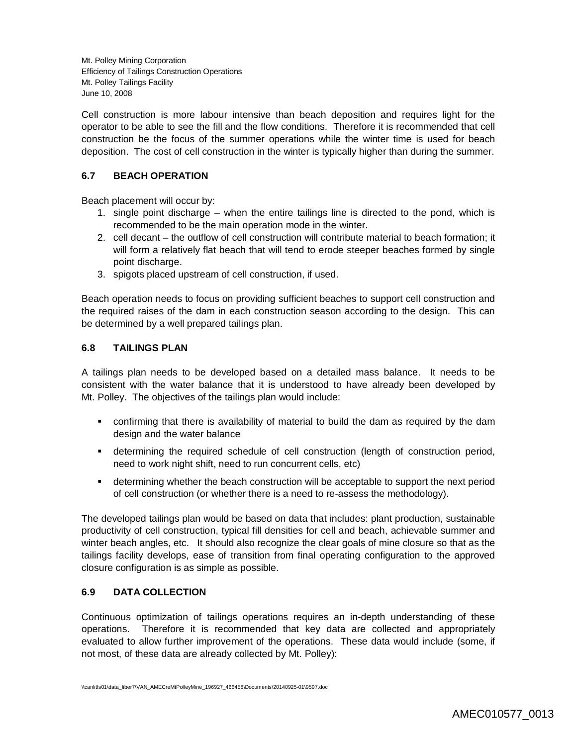Cell construction is more labour intensive than beach deposition and requires light for the operator to be able to see the fill and the flow conditions. Therefore it is recommended that cell construction be the focus of the summer operations while the winter time is used for beach deposition. The cost of cell construction in the winter is typically higher than during the summer.

## 6.7 BEACH OPERATION

Beach placement will occur by:

1. single point discharge – when the entire tailings line is directed to the pond, which is recommended to be the main operation mode in the winter.
2. cell decant – the outflow of cell construction will contribute material to beach formation; it will form a relatively flat beach that will tend to erode steeper beaches formed by single point discharge.
3. spigots placed upstream of cell construction, if used.

Beach operation needs to focus on providing sufficient beaches to support cell construction and the required raises of the dam in each construction season according to the design. This can be determined by a well prepared tailings plan.

## 6.8 TAILINGS PLAN

A tailings plan needs to be developed based on a detailed mass balance. It needs to be consistent with the water balance that it is understood to have already been developed by Mt. Polley. The objectives of the tailings plan would include:

- confirming that there is availability of material to build the dam as required by the dam design and the water balance
- determining the required schedule of cell construction (length of construction period, need to work night shift, need to run concurrent cells, etc)
- determining whether the beach construction will be acceptable to support the next period of cell construction (or whether there is a need to re-assess the methodology).

The developed tailings plan would be based on data that includes: plant production, sustainable productivity of cell construction, typical fill densities for cell and beach, achievable summer and winter beach angles, etc. It should also recognize the clear goals of mine closure so that as the tailings facility develops, ease of transition from final operating configuration to the approved closure configuration is as simple as possible.

## 6.9 DATA COLLECTION

Continuous optimization of tailings operations requires an in-depth understanding of these operations. Therefore it is recommended that key data are collected and appropriately evaluated to allow further improvement of the operations. These data would include (some, if not most, of these data are already collected by Mt. Polley):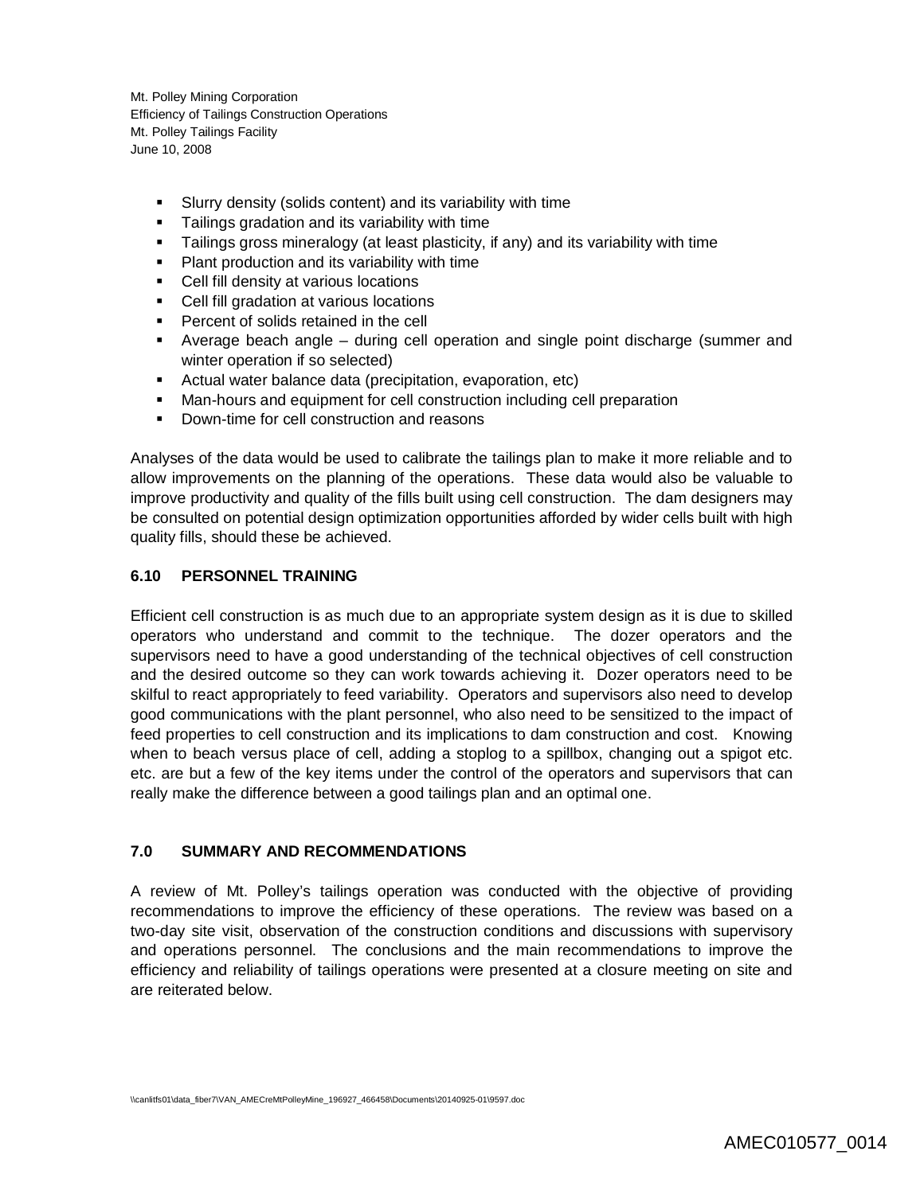- Slurry density (solids content) and its variability with time
- Tailings gradation and its variability with time
- Tailings gross mineralogy (at least plasticity, if any) and its variability with time
- Plant production and its variability with time
- Cell fill density at various locations
- Cell fill gradation at various locations
- Percent of solids retained in the cell
- Average beach angle – during cell operation and single point discharge (summer and winter operation if so selected)
- Actual water balance data (precipitation, evaporation, etc)
- Man-hours and equipment for cell construction including cell preparation
- Down-time for cell construction and reasons

Analyses of the data would be used to calibrate the tailings plan to make it more reliable and to allow improvements on the planning of the operations. These data would also be valuable to improve productivity and quality of the fills built using cell construction. The dam designers may be consulted on potential design optimization opportunities afforded by wider cells built with high quality fills, should these be achieved.

### 6.10 PERSONNEL TRAINING

Efficient cell construction is as much due to an appropriate system design as it is due to skilled operators who understand and commit to the technique. The dozer operators and the supervisors need to have a good understanding of the technical objectives of cell construction and the desired outcome so they can work towards achieving it. Dozer operators need to be skilful to react appropriately to feed variability. Operators and supervisors also need to develop good communications with the plant personnel, who also need to be sensitized to the impact of feed properties to cell construction and its implications to dam construction and cost. Knowing when to beach versus place of cell, adding a stoplog to a spillbox, changing out a spigot etc. etc. are but a few of the key items under the control of the operators and supervisors that can really make the difference between a good tailings plan and an optimal one.

## 7.0 SUMMARY AND RECOMMENDATIONS

A review of Mt. Polley's tailings operation was conducted with the objective of providing recommendations to improve the efficiency of these operations. The review was based on a two-day site visit, observation of the construction conditions and discussions with supervisory and operations personnel. The conclusions and the main recommendations to improve the efficiency and reliability of tailings operations were presented at a closure meeting on site and are reiterated below.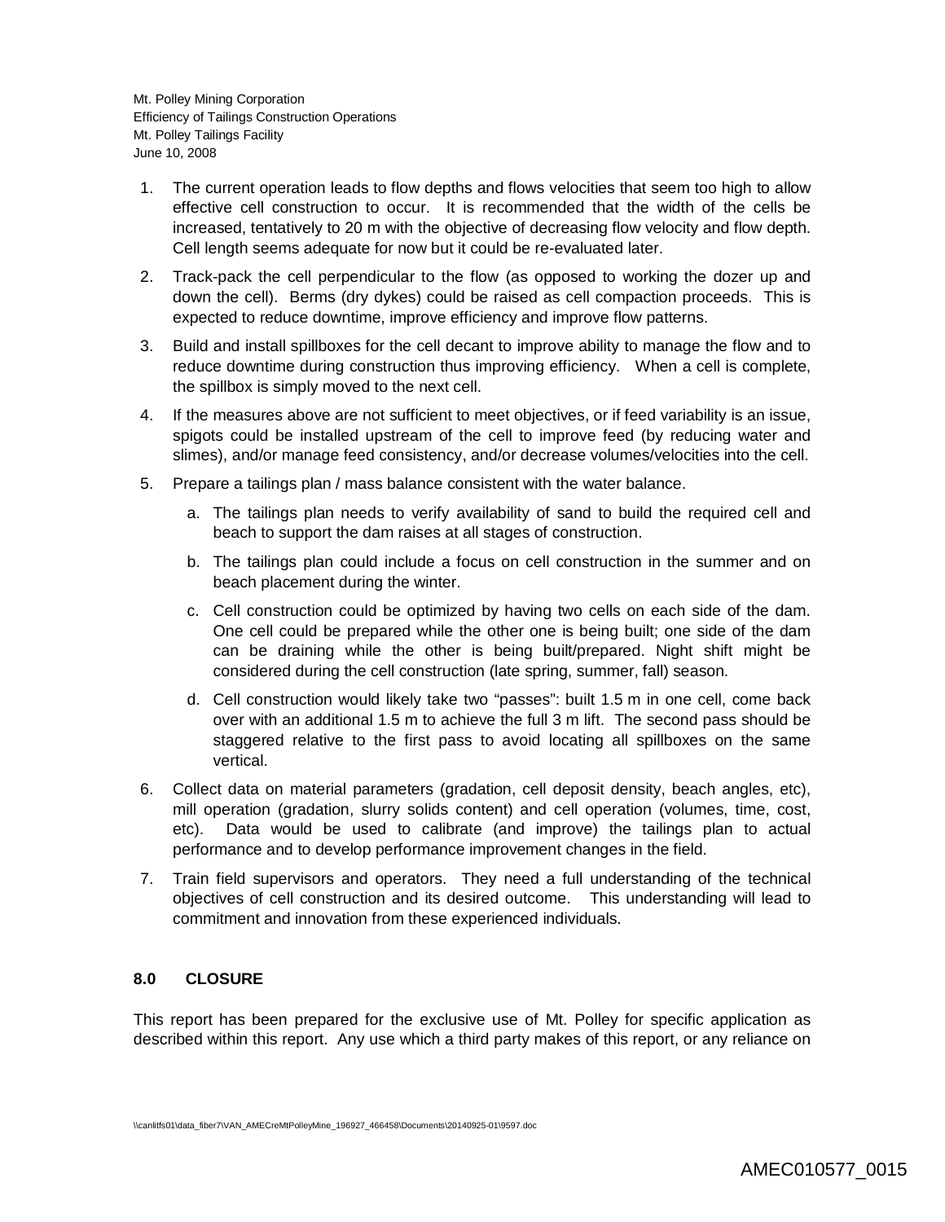1. The current operation leads to flow depths and flows velocities that seem too high to allow effective cell construction to occur. It is recommended that the width of the cells be increased, tentatively to 20 m with the objective of decreasing flow velocity and flow depth. Cell length seems adequate for now but it could be re-evaluated later.
2. Track-pack the cell perpendicular to the flow (as opposed to working the dozer up and down the cell). Berms (dry dykes) could be raised as cell compaction proceeds. This is expected to reduce downtime, improve efficiency and improve flow patterns.
3. Build and install spillboxes for the cell decant to improve ability to manage the flow and to reduce downtime during construction thus improving efficiency. When a cell is complete, the spillbox is simply moved to the next cell.
4. If the measures above are not sufficient to meet objectives, or if feed variability is an issue, spigots could be installed upstream of the cell to improve feed (by reducing water and slimes), and/or manage feed consistency, and/or decrease volumes/velocities into the cell.
5. Prepare a tailings plan / mass balance consistent with the water balance.
   a. The tailings plan needs to verify availability of sand to build the required cell and beach to support the dam raises at all stages of construction.
   b. The tailings plan could include a focus on cell construction in the summer and on beach placement during the winter.
   c. Cell construction could be optimized by having two cells on each side of the dam. One cell could be prepared while the other one is being built; one side of the dam can be draining while the other is being built/prepared. Night shift might be considered during the cell construction (late spring, summer, fall) season.
   d. Cell construction would likely take two "passes": built 1.5 m in one cell, come back over with an additional 1.5 m to achieve the full 3 m lift. The second pass should be staggered relative to the first pass to avoid locating all spillboxes on the same vertical.
6. Collect data on material parameters (gradation, cell deposit density, beach angles, etc), mill operation (gradation, slurry solids content) and cell operation (volumes, time, cost, etc). Data would be used to calibrate (and improve) the tailings plan to actual performance and to develop performance improvement changes in the field.
7. Train field supervisors and operators. They need a full understanding of the technical objectives of cell construction and its desired outcome. This understanding will lead to commitment and innovation from these experienced individuals.

## 8.0 CLOSURE

This report has been prepared for the exclusive use of Mt. Polley for specific application as described within this report. Any use which a third party makes of this report, or any reliance on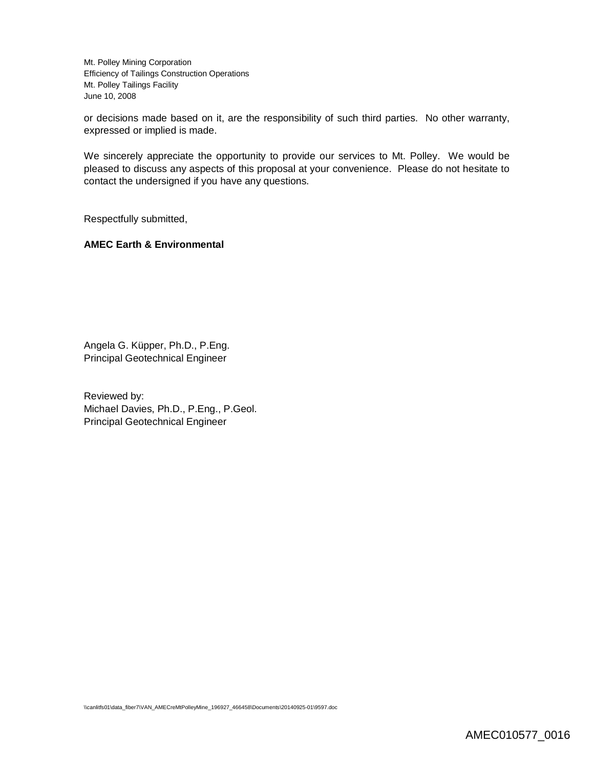or decisions made based on it, are the responsibility of such third parties. No other warranty, expressed or implied is made.

We sincerely appreciate the opportunity to provide our services to Mt. Polley. We would be pleased to discuss any aspects of this proposal at your convenience. Please do not hesitate to contact the undersigned if you have any questions.

Respectfully submitted,

**AMEC Earth & Environmental**

Angela G. Küpper, Ph.D., P.Eng.
Principal Geotechnical Engineer

Reviewed by:
Michael Davies, Ph.D., P.Eng., P.Geol.
Principal Geotechnical Engineer

\\canlitfs01\data_fiber7\VAN_AMECreMtPolleyMine_196927_466458\Documents\20140925-01\9597.doc

AMEC010577_0016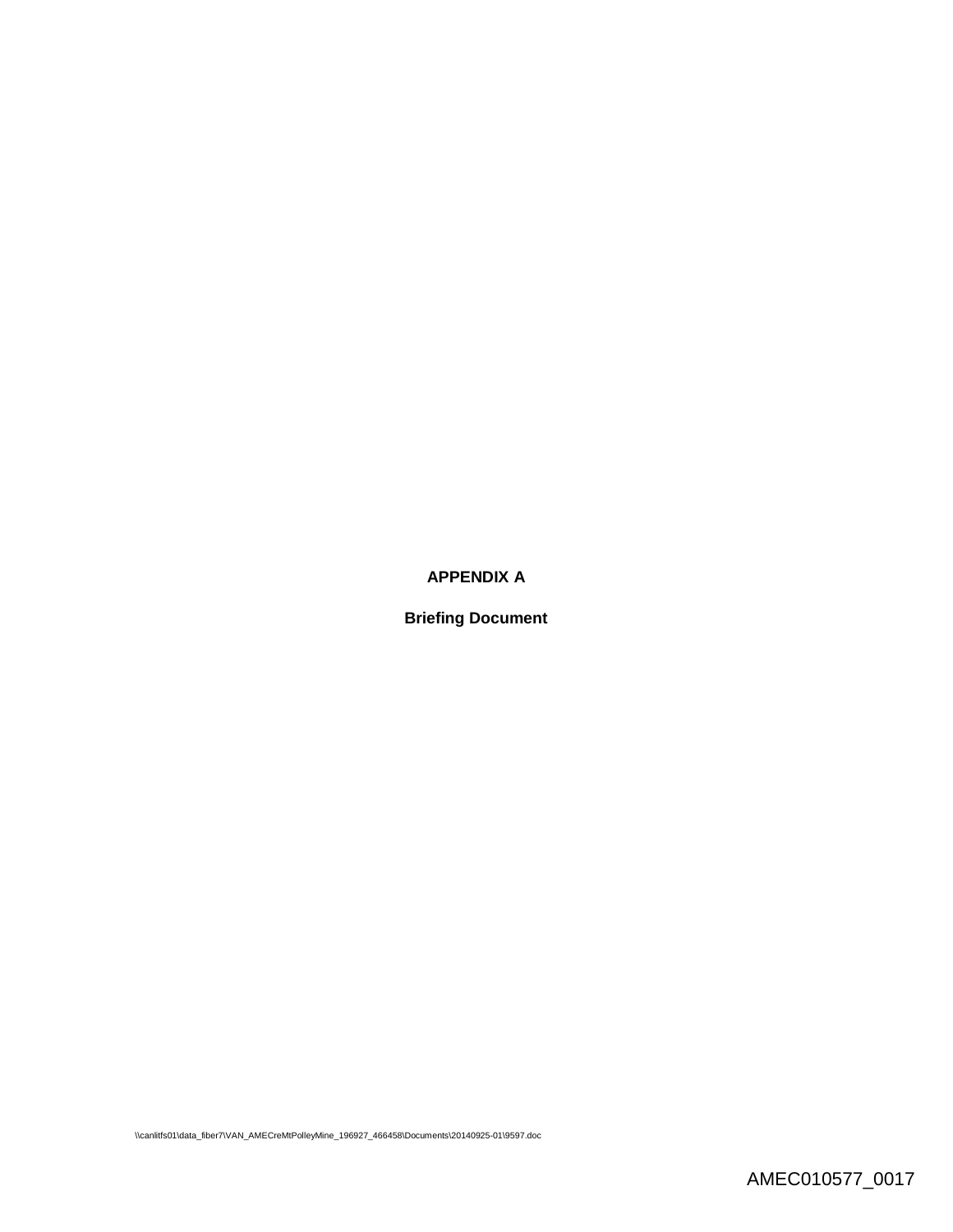# APPENDIX A

## Briefing Document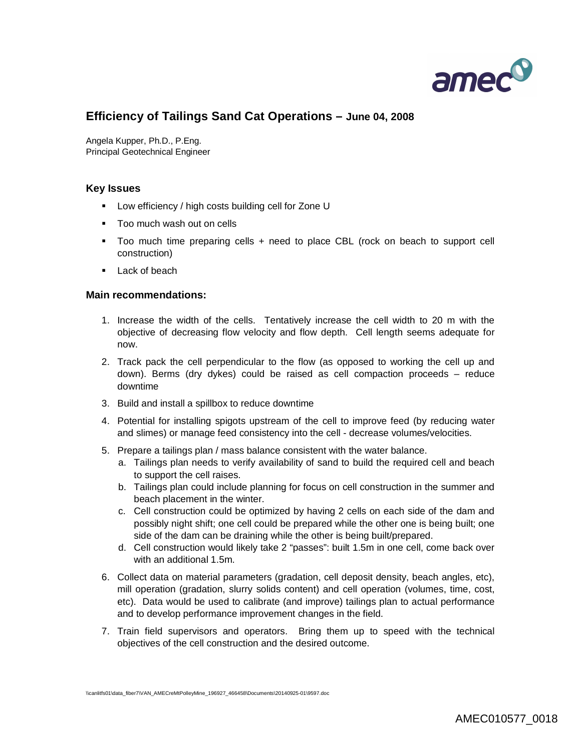## Efficiency of Tailings Sand Cat Operations – June 04, 2008

Angela Kupper, Ph.D., P.Eng.
Principal Geotechnical Engineer

### Key Issues

- Low efficiency / high costs building cell for Zone U
- Too much wash out on cells
- Too much time preparing cells + need to place CBL (rock on beach to support cell construction)
- Lack of beach

### Main recommendations:

1. Increase the width of the cells. Tentatively increase the cell width to 20 m with the objective of decreasing flow velocity and flow depth. Cell length seems adequate for now.
2. Track pack the cell perpendicular to the flow (as opposed to working the cell up and down). Berms (dry dykes) could be raised as cell compaction proceeds – reduce downtime
3. Build and install a spillbox to reduce downtime
4. Potential for installing spigots upstream of the cell to improve feed (by reducing water and slimes) or manage feed consistency into the cell - decrease volumes/velocities.
5. Prepare a tailings plan / mass balance consistent with the water balance.
   a. Tailings plan needs to verify availability of sand to build the required cell and beach to support the cell raises.
   b. Tailings plan could include planning for focus on cell construction in the summer and beach placement in the winter.
   c. Cell construction could be optimized by having 2 cells on each side of the dam and possibly night shift; one cell could be prepared while the other one is being built; one side of the dam can be draining while the other is being built/prepared.
   d. Cell construction would likely take 2 "passes": built 1.5m in one cell, come back over with an additional 1.5m.
6. Collect data on material parameters (gradation, cell deposit density, beach angles, etc), mill operation (gradation, slurry solids content) and cell operation (volumes, time, cost, etc). Data would be used to calibrate (and improve) tailings plan to actual performance and to develop performance improvement changes in the field.
7. Train field supervisors and operators. Bring them up to speed with the technical objectives of the cell construction and the desired outcome.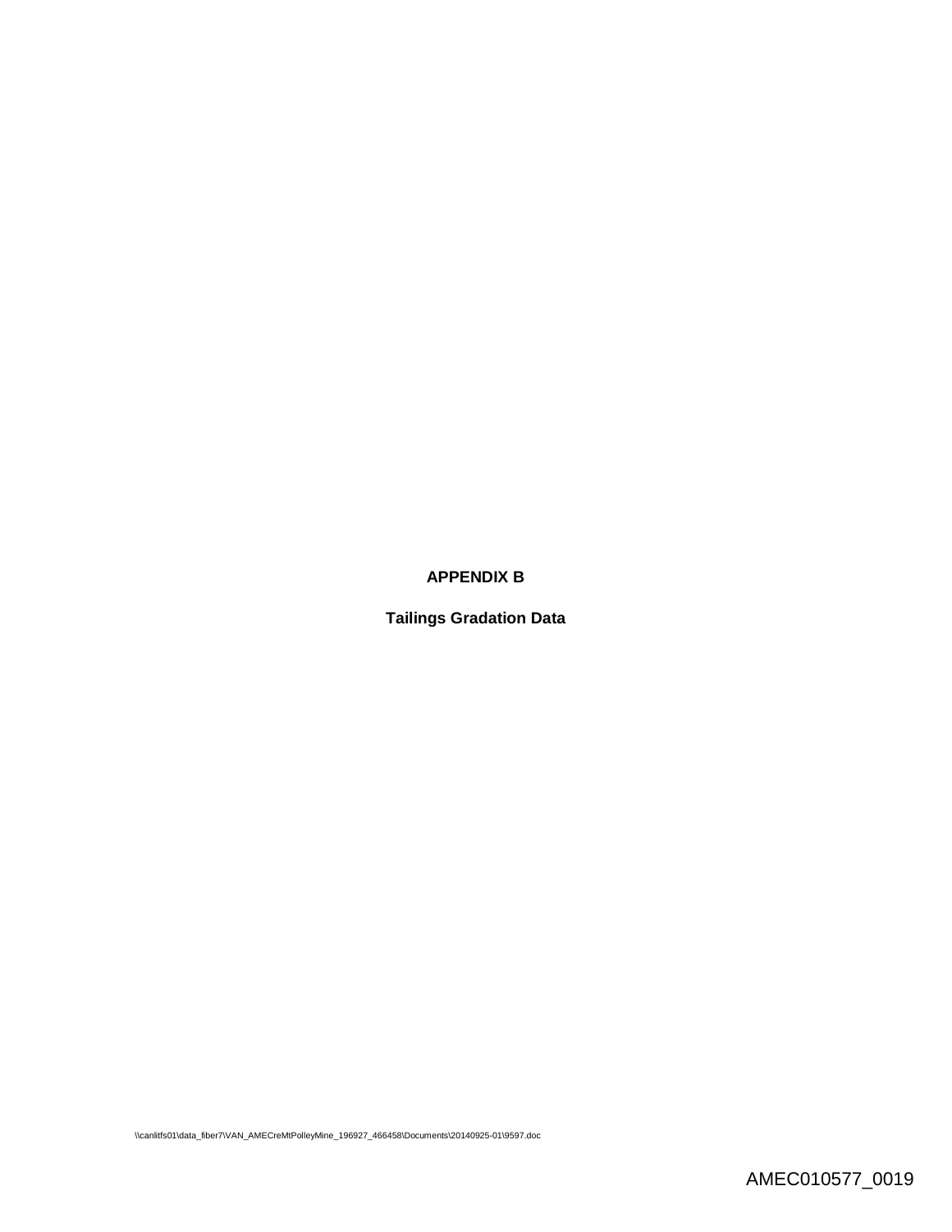**APPENDIX B**

**Tailings Gradation Data**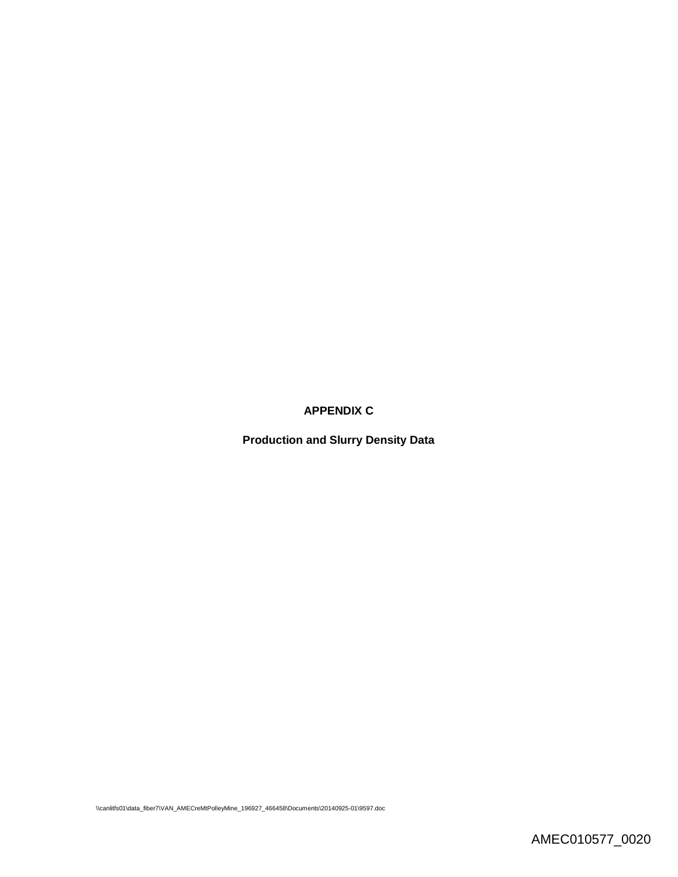**APPENDIX C**

**Production and Slurry Density Data**